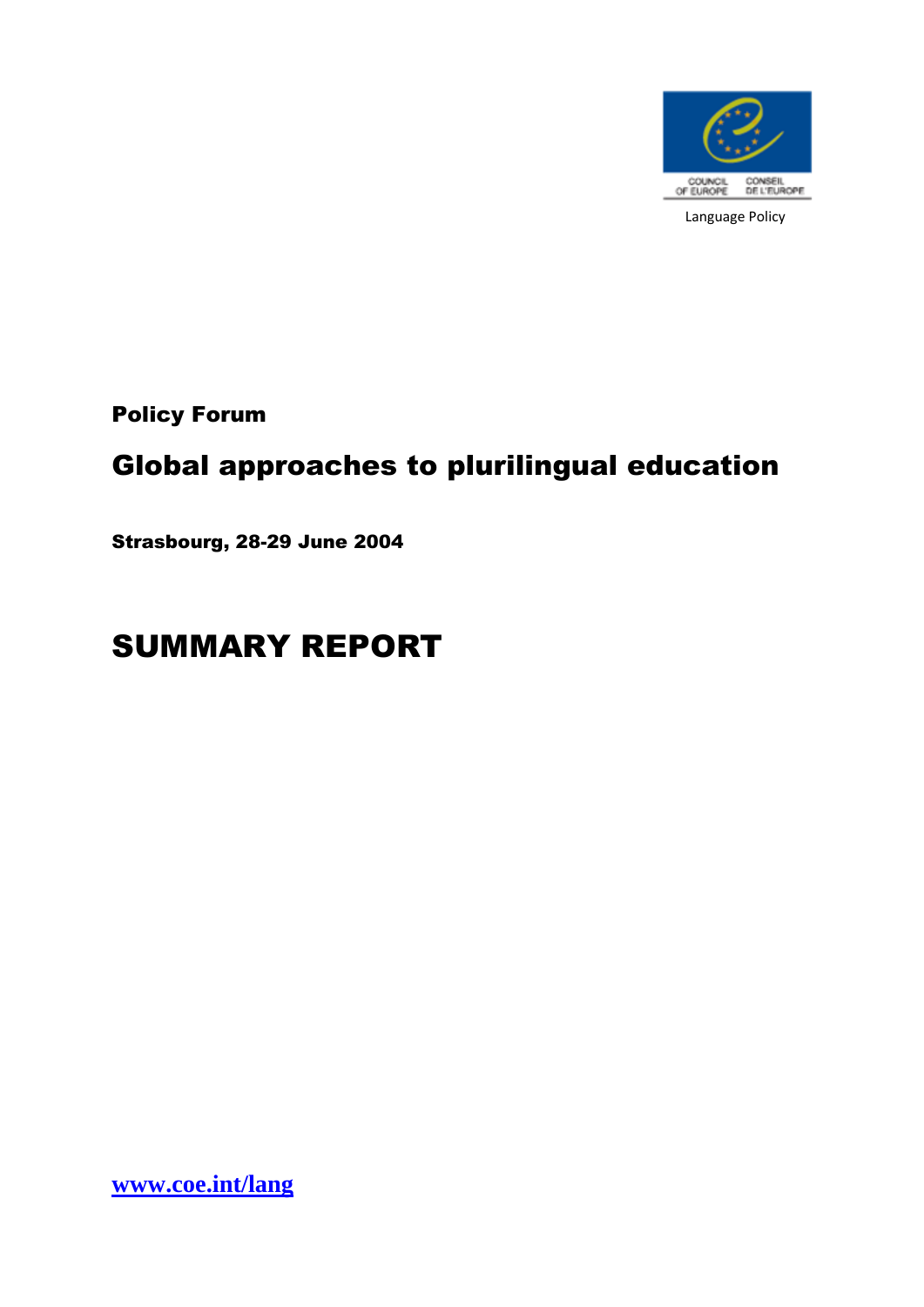COUNCIL OF EUROPE CONSEIL DE L'EUROPE

Language Policy

**Policy Forum**

## Global approaches to plurilingual education

**Strasbourg, 28-29 June 2004**

# SUMMARY REPORT

[www.coe.int/lang](http://www.coe.int/lang)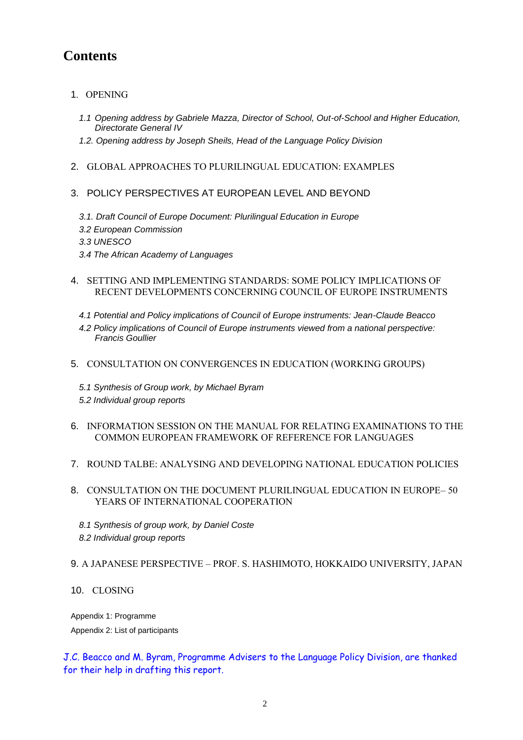# Contents

1. OPENING

   *1.1 Opening address by Gabriele Mazza, Director of School, Out-of-School and Higher Education, Directorate General IV*

   *1.2. Opening address by Joseph Sheils, Head of the Language Policy Division*

2. GLOBAL APPROACHES TO PLURILINGUAL EDUCATION: EXAMPLES

3. POLICY PERSPECTIVES AT EUROPEAN LEVEL AND BEYOND

   *3.1. Draft Council of Europe Document: Plurilingual Education in Europe*

   *3.2 European Commission*

   *3.3 UNESCO*

   *3.4 The African Academy of Languages*

4. SETTING AND IMPLEMENTING STANDARDS: SOME POLICY IMPLICATIONS OF RECENT DEVELOPMENTS CONCERNING COUNCIL OF EUROPE INSTRUMENTS

   *4.1 Potential and Policy implications of Council of Europe instruments: Jean-Claude Beacco*

   *4.2 Policy implications of Council of Europe instruments viewed from a national perspective: Francis Goullier*

5. CONSULTATION ON CONVERGENCES IN EDUCATION (WORKING GROUPS)

   *5.1 Synthesis of Group work, by Michael Byram*

   *5.2 Individual group reports*

6. INFORMATION SESSION ON THE MANUAL FOR RELATING EXAMINATIONS TO THE COMMON EUROPEAN FRAMEWORK OF REFERENCE FOR LANGUAGES

7. ROUND TALBE: ANALYSING AND DEVELOPING NATIONAL EDUCATION POLICIES

8. CONSULTATION ON THE DOCUMENT PLURILINGUAL EDUCATION IN EUROPE– 50 YEARS OF INTERNATIONAL COOPERATION

   *8.1 Synthesis of group work, by Daniel Coste*

   *8.2 Individual group reports*

9. A JAPANESE PERSPECTIVE – PROF. S. HASHIMOTO, HOKKAIDO UNIVERSITY, JAPAN

10. CLOSING

Appendix 1: Programme

Appendix 2: List of participants

J.C. Beacco and M. Byram, Programme Advisers to the Language Policy Division, are thanked for their help in drafting this report.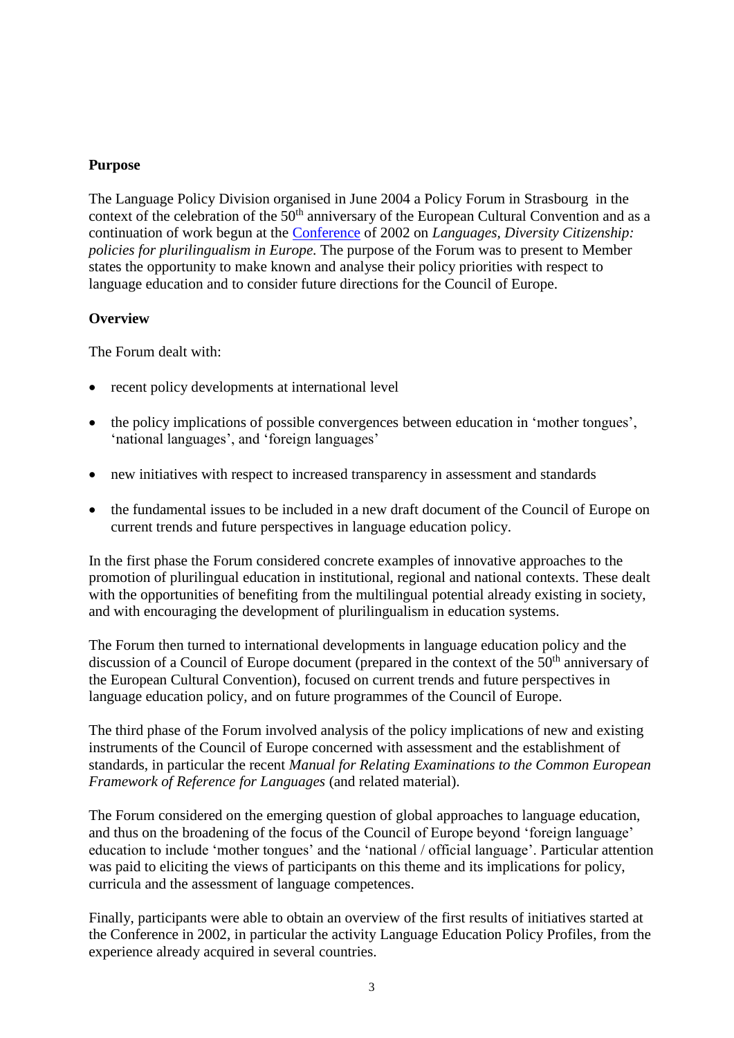**Purpose**

The Language Policy Division organised in June 2004 a Policy Forum in Strasbourg in the context of the celebration of the 50th anniversary of the European Cultural Convention and as a continuation of work begun at the Conference of 2002 on *Languages, Diversity Citizenship: policies for plurilingualism in Europe.* The purpose of the Forum was to present to Member states the opportunity to make known and analyse their policy priorities with respect to language education and to consider future directions for the Council of Europe.

**Overview**

The Forum dealt with:

- recent policy developments at international level
- the policy implications of possible convergences between education in 'mother tongues', 'national languages', and 'foreign languages'
- new initiatives with respect to increased transparency in assessment and standards
- the fundamental issues to be included in a new draft document of the Council of Europe on current trends and future perspectives in language education policy.

In the first phase the Forum considered concrete examples of innovative approaches to the promotion of plurilingual education in institutional, regional and national contexts. These dealt with the opportunities of benefiting from the multilingual potential already existing in society, and with encouraging the development of plurilingualism in education systems.

The Forum then turned to international developments in language education policy and the discussion of a Council of Europe document (prepared in the context of the 50th anniversary of the European Cultural Convention), focused on current trends and future perspectives in language education policy, and on future programmes of the Council of Europe.

The third phase of the Forum involved analysis of the policy implications of new and existing instruments of the Council of Europe concerned with assessment and the establishment of standards, in particular the recent *Manual for Relating Examinations to the Common European Framework of Reference for Languages* (and related material).

The Forum considered on the emerging question of global approaches to language education, and thus on the broadening of the focus of the Council of Europe beyond 'foreign language' education to include 'mother tongues' and the 'national / official language'. Particular attention was paid to eliciting the views of participants on this theme and its implications for policy, curricula and the assessment of language competences.

Finally, participants were able to obtain an overview of the first results of initiatives started at the Conference in 2002, in particular the activity Language Education Policy Profiles, from the experience already acquired in several countries.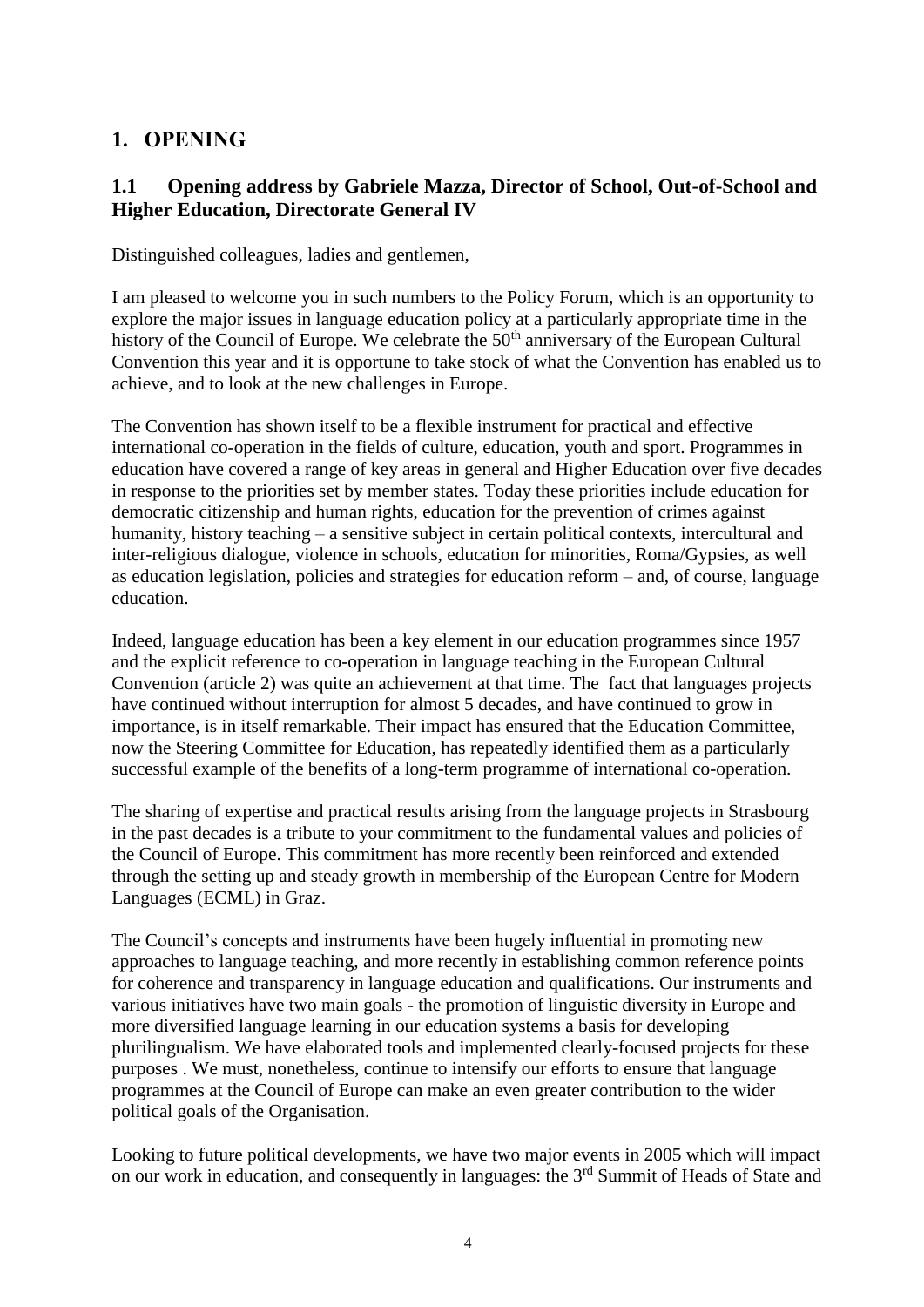# 1. OPENING

## 1.1 Opening address by Gabriele Mazza, Director of School, Out-of-School and Higher Education, Directorate General IV

Distinguished colleagues, ladies and gentlemen,

I am pleased to welcome you in such numbers to the Policy Forum, which is an opportunity to explore the major issues in language education policy at a particularly appropriate time in the history of the Council of Europe. We celebrate the 50th anniversary of the European Cultural Convention this year and it is opportune to take stock of what the Convention has enabled us to achieve, and to look at the new challenges in Europe.

The Convention has shown itself to be a flexible instrument for practical and effective international co-operation in the fields of culture, education, youth and sport. Programmes in education have covered a range of key areas in general and Higher Education over five decades in response to the priorities set by member states. Today these priorities include education for democratic citizenship and human rights, education for the prevention of crimes against humanity, history teaching – a sensitive subject in certain political contexts, intercultural and inter-religious dialogue, violence in schools, education for minorities, Roma/Gypsies, as well as education legislation, policies and strategies for education reform – and, of course, language education.

Indeed, language education has been a key element in our education programmes since 1957 and the explicit reference to co-operation in language teaching in the European Cultural Convention (article 2) was quite an achievement at that time. The fact that languages projects have continued without interruption for almost 5 decades, and have continued to grow in importance, is in itself remarkable. Their impact has ensured that the Education Committee, now the Steering Committee for Education, has repeatedly identified them as a particularly successful example of the benefits of a long-term programme of international co-operation.

The sharing of expertise and practical results arising from the language projects in Strasbourg in the past decades is a tribute to your commitment to the fundamental values and policies of the Council of Europe. This commitment has more recently been reinforced and extended through the setting up and steady growth in membership of the European Centre for Modern Languages (ECML) in Graz.

The Council's concepts and instruments have been hugely influential in promoting new approaches to language teaching, and more recently in establishing common reference points for coherence and transparency in language education and qualifications. Our instruments and various initiatives have two main goals - the promotion of linguistic diversity in Europe and more diversified language learning in our education systems a basis for developing plurilingualism. We have elaborated tools and implemented clearly-focused projects for these purposes . We must, nonetheless, continue to intensify our efforts to ensure that language programmes at the Council of Europe can make an even greater contribution to the wider political goals of the Organisation.

Looking to future political developments, we have two major events in 2005 which will impact on our work in education, and consequently in languages: the 3rd Summit of Heads of State and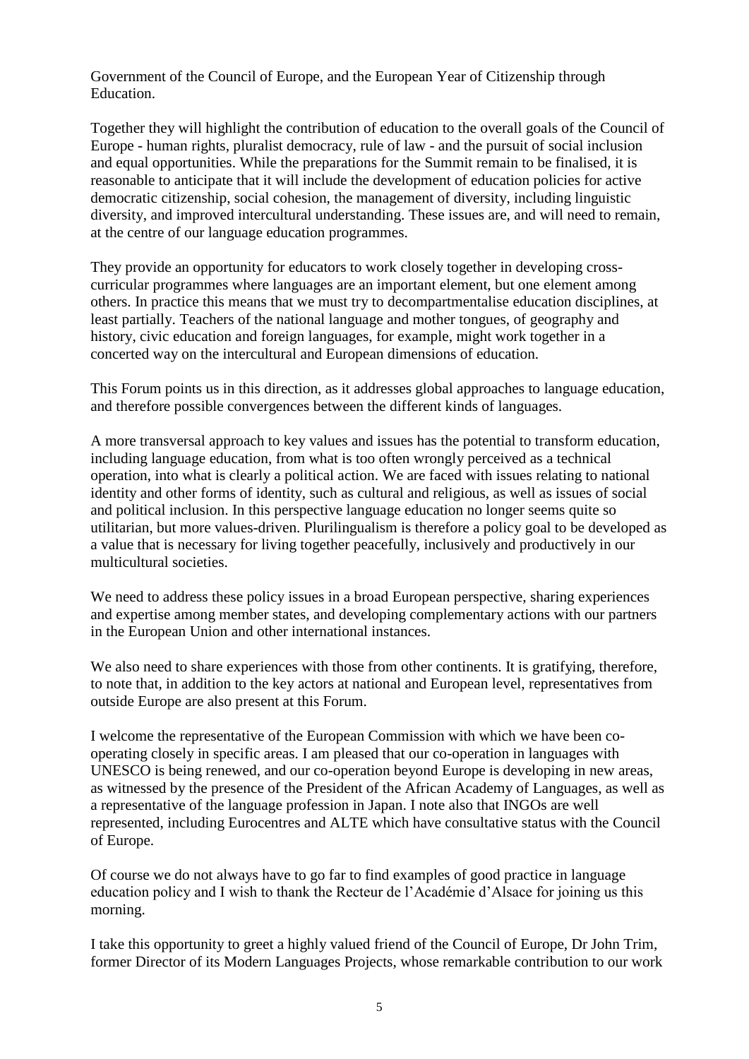Government of the Council of Europe, and the European Year of Citizenship through Education.

Together they will highlight the contribution of education to the overall goals of the Council of Europe - human rights, pluralist democracy, rule of law - and the pursuit of social inclusion and equal opportunities. While the preparations for the Summit remain to be finalised, it is reasonable to anticipate that it will include the development of education policies for active democratic citizenship, social cohesion, the management of diversity, including linguistic diversity, and improved intercultural understanding. These issues are, and will need to remain, at the centre of our language education programmes.

They provide an opportunity for educators to work closely together in developing cross-curricular programmes where languages are an important element, but one element among others. In practice this means that we must try to decompartmentalise education disciplines, at least partially. Teachers of the national language and mother tongues, of geography and history, civic education and foreign languages, for example, might work together in a concerted way on the intercultural and European dimensions of education.

This Forum points us in this direction, as it addresses global approaches to language education, and therefore possible convergences between the different kinds of languages.

A more transversal approach to key values and issues has the potential to transform education, including language education, from what is too often wrongly perceived as a technical operation, into what is clearly a political action. We are faced with issues relating to national identity and other forms of identity, such as cultural and religious, as well as issues of social and political inclusion. In this perspective language education no longer seems quite so utilitarian, but more values-driven. Plurilingualism is therefore a policy goal to be developed as a value that is necessary for living together peacefully, inclusively and productively in our multicultural societies.

We need to address these policy issues in a broad European perspective, sharing experiences and expertise among member states, and developing complementary actions with our partners in the European Union and other international instances.

We also need to share experiences with those from other continents. It is gratifying, therefore, to note that, in addition to the key actors at national and European level, representatives from outside Europe are also present at this Forum.

I welcome the representative of the European Commission with which we have been co-operating closely in specific areas. I am pleased that our co-operation in languages with UNESCO is being renewed, and our co-operation beyond Europe is developing in new areas, as witnessed by the presence of the President of the African Academy of Languages, as well as a representative of the language profession in Japan. I note also that INGOs are well represented, including Eurocentres and ALTE which have consultative status with the Council of Europe.

Of course we do not always have to go far to find examples of good practice in language education policy and I wish to thank the Recteur de l'Académie d'Alsace for joining us this morning.

I take this opportunity to greet a highly valued friend of the Council of Europe, Dr John Trim, former Director of its Modern Languages Projects, whose remarkable contribution to our work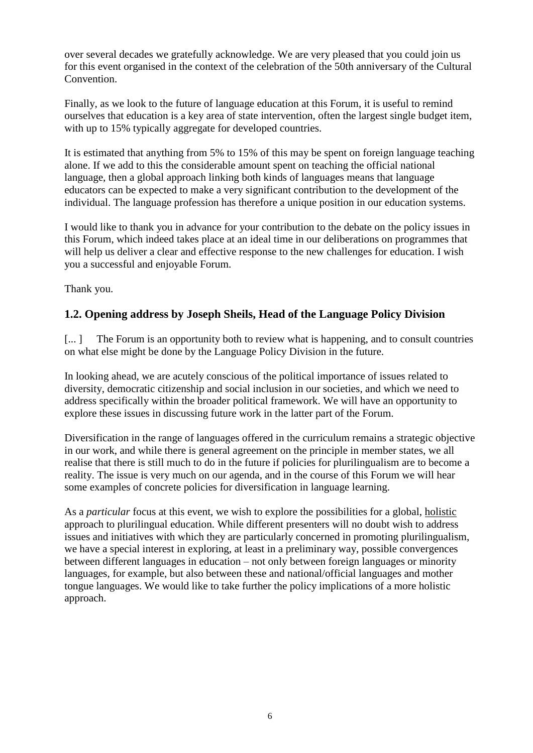over several decades we gratefully acknowledge. We are very pleased that you could join us for this event organised in the context of the celebration of the 50th anniversary of the Cultural Convention.

Finally, as we look to the future of language education at this Forum, it is useful to remind ourselves that education is a key area of state intervention, often the largest single budget item, with up to 15% typically aggregate for developed countries.

It is estimated that anything from 5% to 15% of this may be spent on foreign language teaching alone. If we add to this the considerable amount spent on teaching the official national language, then a global approach linking both kinds of languages means that language educators can be expected to make a very significant contribution to the development of the individual. The language profession has therefore a unique position in our education systems.

I would like to thank you in advance for your contribution to the debate on the policy issues in this Forum, which indeed takes place at an ideal time in our deliberations on programmes that will help us deliver a clear and effective response to the new challenges for education. I wish you a successful and enjoyable Forum.

Thank you.

## 1.2. Opening address by Joseph Sheils, Head of the Language Policy Division

[... ] The Forum is an opportunity both to review what is happening, and to consult countries on what else might be done by the Language Policy Division in the future.

In looking ahead, we are acutely conscious of the political importance of issues related to diversity, democratic citizenship and social inclusion in our societies, and which we need to address specifically within the broader political framework. We will have an opportunity to explore these issues in discussing future work in the latter part of the Forum.

Diversification in the range of languages offered in the curriculum remains a strategic objective in our work, and while there is general agreement on the principle in member states, we all realise that there is still much to do in the future if policies for plurilingualism are to become a reality. The issue is very much on our agenda, and in the course of this Forum we will hear some examples of concrete policies for diversification in language learning.

As a *particular* focus at this event, we wish to explore the possibilities for a global, holistic approach to plurilingual education. While different presenters will no doubt wish to address issues and initiatives with which they are particularly concerned in promoting plurilingualism, we have a special interest in exploring, at least in a preliminary way, possible convergences between different languages in education – not only between foreign languages or minority languages, for example, but also between these and national/official languages and mother tongue languages. We would like to take further the policy implications of a more holistic approach.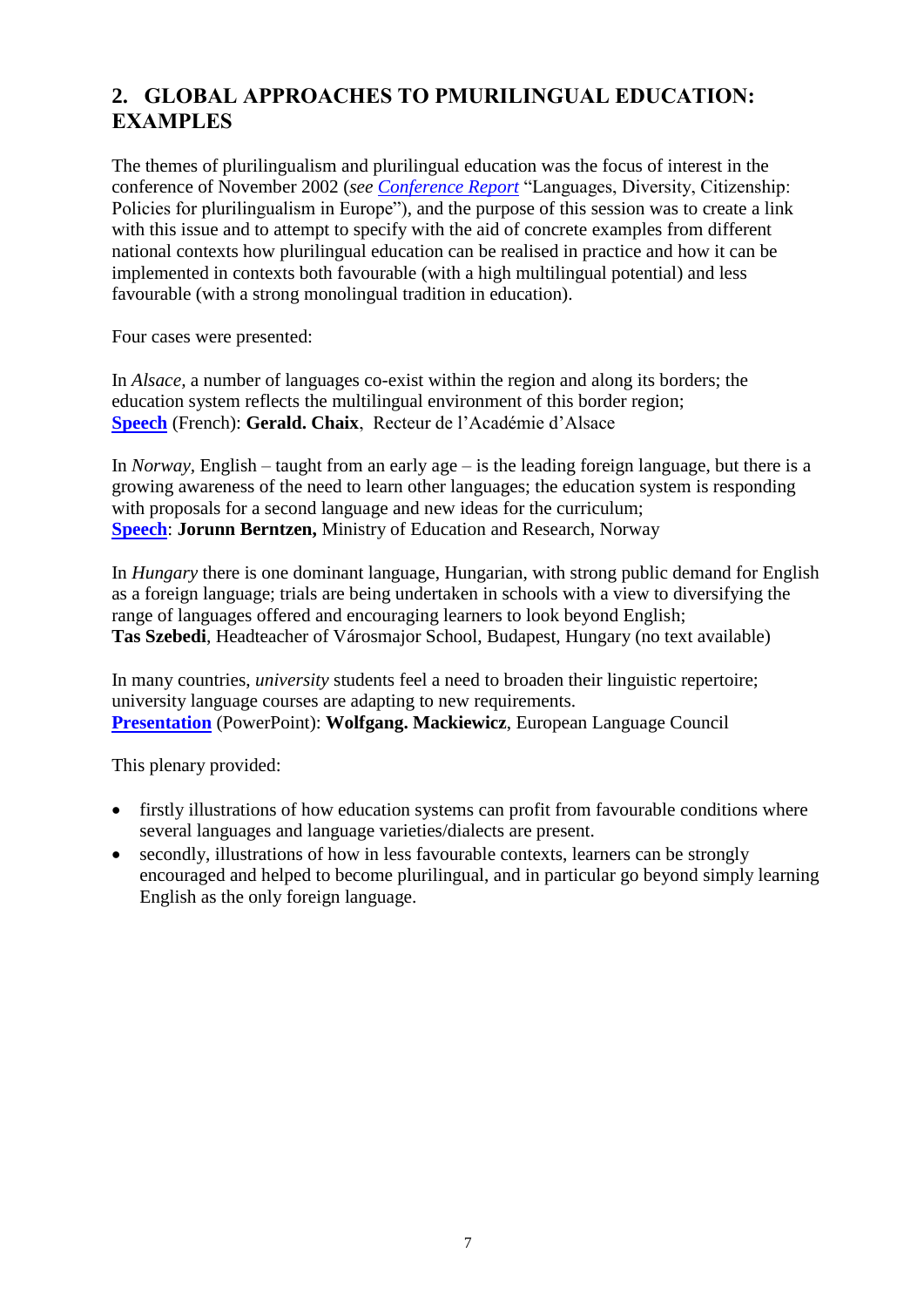## 2. GLOBAL APPROACHES TO PMURILINGUAL EDUCATION: EXAMPLES

The themes of plurilingualism and plurilingual education was the focus of interest in the conference of November 2002 (*see Conference Report* "Languages, Diversity, Citizenship: Policies for plurilingualism in Europe"), and the purpose of this session was to create a link with this issue and to attempt to specify with the aid of concrete examples from different national contexts how plurilingual education can be realised in practice and how it can be implemented in contexts both favourable (with a high multilingual potential) and less favourable (with a strong monolingual tradition in education).

Four cases were presented:

In *Alsace*, a number of languages co-exist within the region and along its borders; the education system reflects the multilingual environment of this border region;
**Speech** (French): **Gerald. Chaix**, Recteur de l'Académie d'Alsace

In *Norway*, English – taught from an early age – is the leading foreign language, but there is a growing awareness of the need to learn other languages; the education system is responding with proposals for a second language and new ideas for the curriculum;
**Speech**: **Jorunn Berntzen,** Ministry of Education and Research, Norway

In *Hungary* there is one dominant language, Hungarian, with strong public demand for English as a foreign language; trials are being undertaken in schools with a view to diversifying the range of languages offered and encouraging learners to look beyond English;
**Tas Szebedi**, Headteacher of Városmajor School, Budapest, Hungary (no text available)

In many countries, *university* students feel a need to broaden their linguistic repertoire; university language courses are adapting to new requirements.
**Presentation** (PowerPoint): **Wolfgang. Mackiewicz**, European Language Council

This plenary provided:

- firstly illustrations of how education systems can profit from favourable conditions where several languages and language varieties/dialects are present.
- secondly, illustrations of how in less favourable contexts, learners can be strongly encouraged and helped to become plurilingual, and in particular go beyond simply learning English as the only foreign language.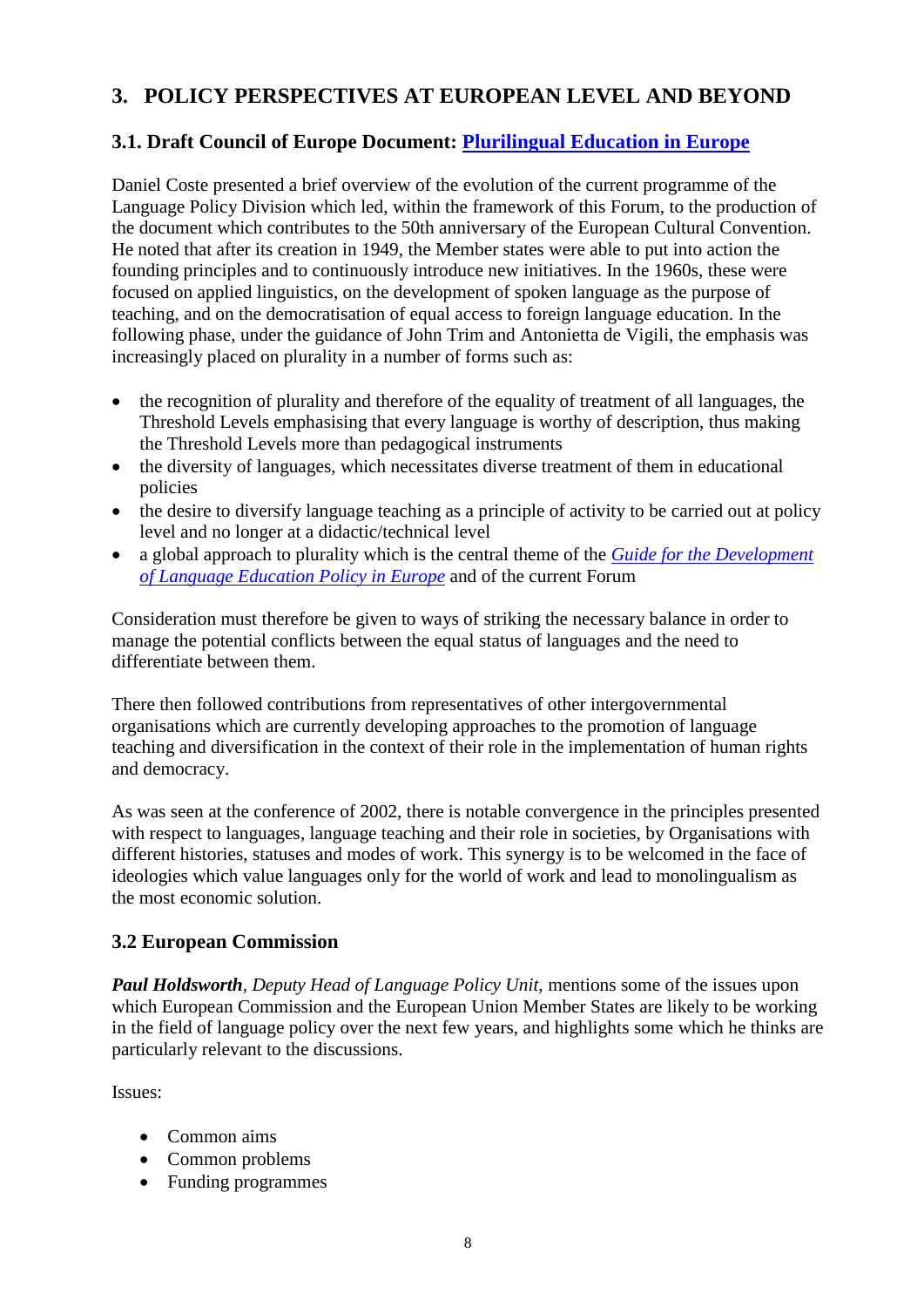## 3. POLICY PERSPECTIVES AT EUROPEAN LEVEL AND BEYOND

### 3.1. Draft Council of Europe Document: Plurilingual Education in Europe

Daniel Coste presented a brief overview of the evolution of the current programme of the Language Policy Division which led, within the framework of this Forum, to the production of the document which contributes to the 50th anniversary of the European Cultural Convention. He noted that after its creation in 1949, the Member states were able to put into action the founding principles and to continuously introduce new initiatives. In the 1960s, these were focused on applied linguistics, on the development of spoken language as the purpose of teaching, and on the democratisation of equal access to foreign language education. In the following phase, under the guidance of John Trim and Antonietta de Vigili, the emphasis was increasingly placed on plurality in a number of forms such as:

- the recognition of plurality and therefore of the equality of treatment of all languages, the Threshold Levels emphasising that every language is worthy of description, thus making the Threshold Levels more than pedagogical instruments
- the diversity of languages, which necessitates diverse treatment of them in educational policies
- the desire to diversify language teaching as a principle of activity to be carried out at policy level and no longer at a didactic/technical level
- a global approach to plurality which is the central theme of the *Guide for the Development of Language Education Policy in Europe* and of the current Forum

Consideration must therefore be given to ways of striking the necessary balance in order to manage the potential conflicts between the equal status of languages and the need to differentiate between them.

There then followed contributions from representatives of other intergovernmental organisations which are currently developing approaches to the promotion of language teaching and diversification in the context of their role in the implementation of human rights and democracy.

As was seen at the conference of 2002, there is notable convergence in the principles presented with respect to languages, language teaching and their role in societies, by Organisations with different histories, statuses and modes of work. This synergy is to be welcomed in the face of ideologies which value languages only for the world of work and lead to monolingualism as the most economic solution.

### 3.2 European Commission

***Paul Holdsworth***, *Deputy Head of Language Policy Unit,* mentions some of the issues upon which European Commission and the European Union Member States are likely to be working in the field of language policy over the next few years, and highlights some which he thinks are particularly relevant to the discussions.

Issues:

- Common aims
- Common problems
- Funding programmes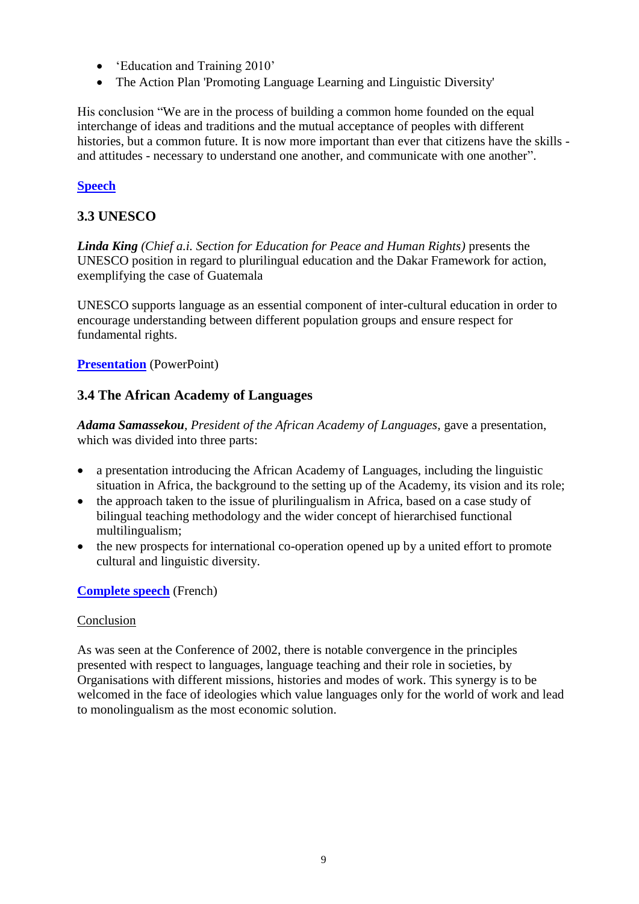- 'Education and Training 2010'
- The Action Plan 'Promoting Language Learning and Linguistic Diversity'

His conclusion "We are in the process of building a common home founded on the equal interchange of ideas and traditions and the mutual acceptance of peoples with different histories, but a common future. It is now more important than ever that citizens have the skills - and attitudes - necessary to understand one another, and communicate with one another".

**Speech**

### 3.3 UNESCO

***Linda King*** *(Chief a.i. Section for Education for Peace and Human Rights)* presents the UNESCO position in regard to plurilingual education and the Dakar Framework for action, exemplifying the case of Guatemala

UNESCO supports language as an essential component of inter-cultural education in order to encourage understanding between different population groups and ensure respect for fundamental rights.

**Presentation** (PowerPoint)

### 3.4 The African Academy of Languages

***Adama Samassekou***, *President of the African Academy of Languages*, gave a presentation, which was divided into three parts:

- a presentation introducing the African Academy of Languages, including the linguistic situation in Africa, the background to the setting up of the Academy, its vision and its role;
- the approach taken to the issue of plurilingualism in Africa, based on a case study of bilingual teaching methodology and the wider concept of hierarchised functional multilingualism;
- the new prospects for international co-operation opened up by a united effort to promote cultural and linguistic diversity.

**Complete speech** (French)

Conclusion

As was seen at the Conference of 2002, there is notable convergence in the principles presented with respect to languages, language teaching and their role in societies, by Organisations with different missions, histories and modes of work. This synergy is to be welcomed in the face of ideologies which value languages only for the world of work and lead to monolingualism as the most economic solution.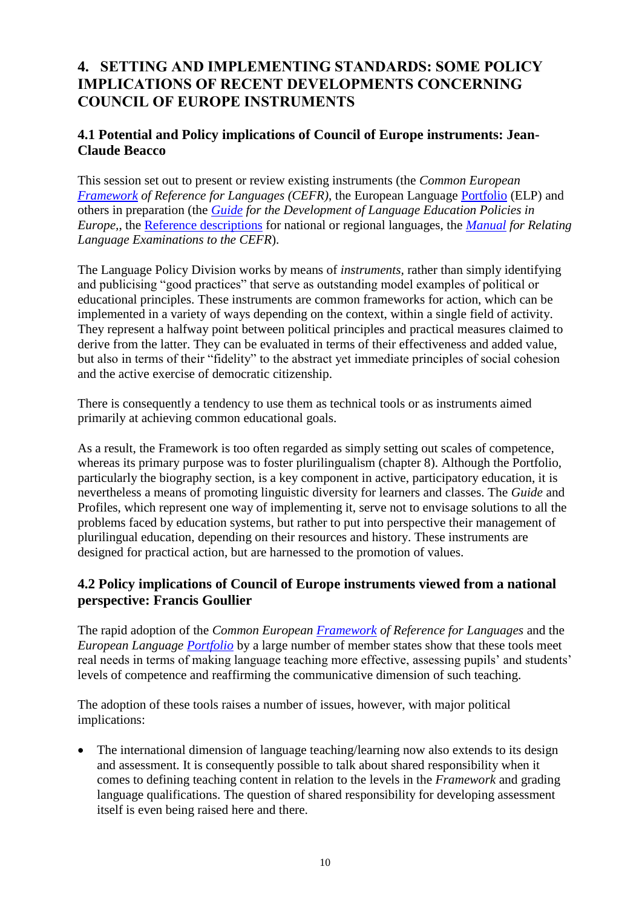## 4. SETTING AND IMPLEMENTING STANDARDS: SOME POLICY IMPLICATIONS OF RECENT DEVELOPMENTS CONCERNING COUNCIL OF EUROPE INSTRUMENTS

### 4.1 Potential and Policy implications of Council of Europe instruments: Jean-Claude Beacco

This session set out to present or review existing instruments (the *Common European Framework of Reference for Languages (CEFR)*, the European Language Portfolio (ELP) and others in preparation (the *Guide for the Development of Language Education Policies in Europe*,, the Reference descriptions for national or regional languages, the *Manual for Relating Language Examinations to the CEFR*).

The Language Policy Division works by means of *instruments*, rather than simply identifying and publicising "good practices" that serve as outstanding model examples of political or educational principles. These instruments are common frameworks for action, which can be implemented in a variety of ways depending on the context, within a single field of activity. They represent a halfway point between political principles and practical measures claimed to derive from the latter. They can be evaluated in terms of their effectiveness and added value, but also in terms of their "fidelity" to the abstract yet immediate principles of social cohesion and the active exercise of democratic citizenship.

There is consequently a tendency to use them as technical tools or as instruments aimed primarily at achieving common educational goals.

As a result, the Framework is too often regarded as simply setting out scales of competence, whereas its primary purpose was to foster plurilingualism (chapter 8). Although the Portfolio, particularly the biography section, is a key component in active, participatory education, it is nevertheless a means of promoting linguistic diversity for learners and classes. The *Guide* and Profiles, which represent one way of implementing it, serve not to envisage solutions to all the problems faced by education systems, but rather to put into perspective their management of plurilingual education, depending on their resources and history. These instruments are designed for practical action, but are harnessed to the promotion of values.

### 4.2 Policy implications of Council of Europe instruments viewed from a national perspective: Francis Goullier

The rapid adoption of the *Common European Framework of Reference for Languages* and the *European Language Portfolio* by a large number of member states show that these tools meet real needs in terms of making language teaching more effective, assessing pupils' and students' levels of competence and reaffirming the communicative dimension of such teaching.

The adoption of these tools raises a number of issues, however, with major political implications:

- The international dimension of language teaching/learning now also extends to its design and assessment. It is consequently possible to talk about shared responsibility when it comes to defining teaching content in relation to the levels in the *Framework* and grading language qualifications. The question of shared responsibility for developing assessment itself is even being raised here and there.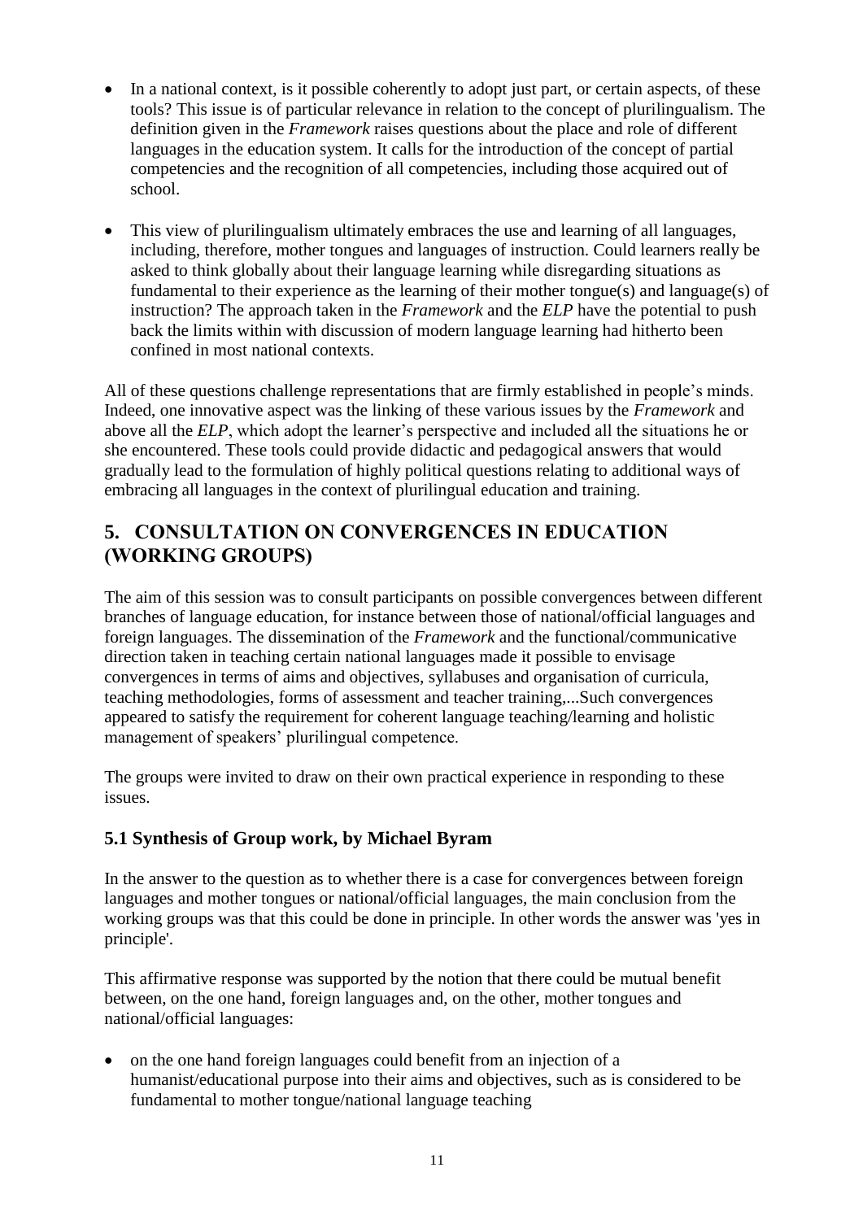- In a national context, is it possible coherently to adopt just part, or certain aspects, of these tools? This issue is of particular relevance in relation to the concept of plurilingualism. The definition given in the *Framework* raises questions about the place and role of different languages in the education system. It calls for the introduction of the concept of partial competencies and the recognition of all competencies, including those acquired out of school.

- This view of plurilingualism ultimately embraces the use and learning of all languages, including, therefore, mother tongues and languages of instruction. Could learners really be asked to think globally about their language learning while disregarding situations as fundamental to their experience as the learning of their mother tongue(s) and language(s) of instruction? The approach taken in the *Framework* and the *ELP* have the potential to push back the limits within with discussion of modern language learning had hitherto been confined in most national contexts.

All of these questions challenge representations that are firmly established in people's minds. Indeed, one innovative aspect was the linking of these various issues by the *Framework* and above all the *ELP*, which adopt the learner's perspective and included all the situations he or she encountered. These tools could provide didactic and pedagogical answers that would gradually lead to the formulation of highly political questions relating to additional ways of embracing all languages in the context of plurilingual education and training.

## 5. CONSULTATION ON CONVERGENCES IN EDUCATION (WORKING GROUPS)

The aim of this session was to consult participants on possible convergences between different branches of language education, for instance between those of national/official languages and foreign languages. The dissemination of the *Framework* and the functional/communicative direction taken in teaching certain national languages made it possible to envisage convergences in terms of aims and objectives, syllabuses and organisation of curricula, teaching methodologies, forms of assessment and teacher training,...Such convergences appeared to satisfy the requirement for coherent language teaching/learning and holistic management of speakers' plurilingual competence.

The groups were invited to draw on their own practical experience in responding to these issues.

### 5.1 Synthesis of Group work, by Michael Byram

In the answer to the question as to whether there is a case for convergences between foreign languages and mother tongues or national/official languages, the main conclusion from the working groups was that this could be done in principle. In other words the answer was 'yes in principle'.

This affirmative response was supported by the notion that there could be mutual benefit between, on the one hand, foreign languages and, on the other, mother tongues and national/official languages:

- on the one hand foreign languages could benefit from an injection of a humanist/educational purpose into their aims and objectives, such as is considered to be fundamental to mother tongue/national language teaching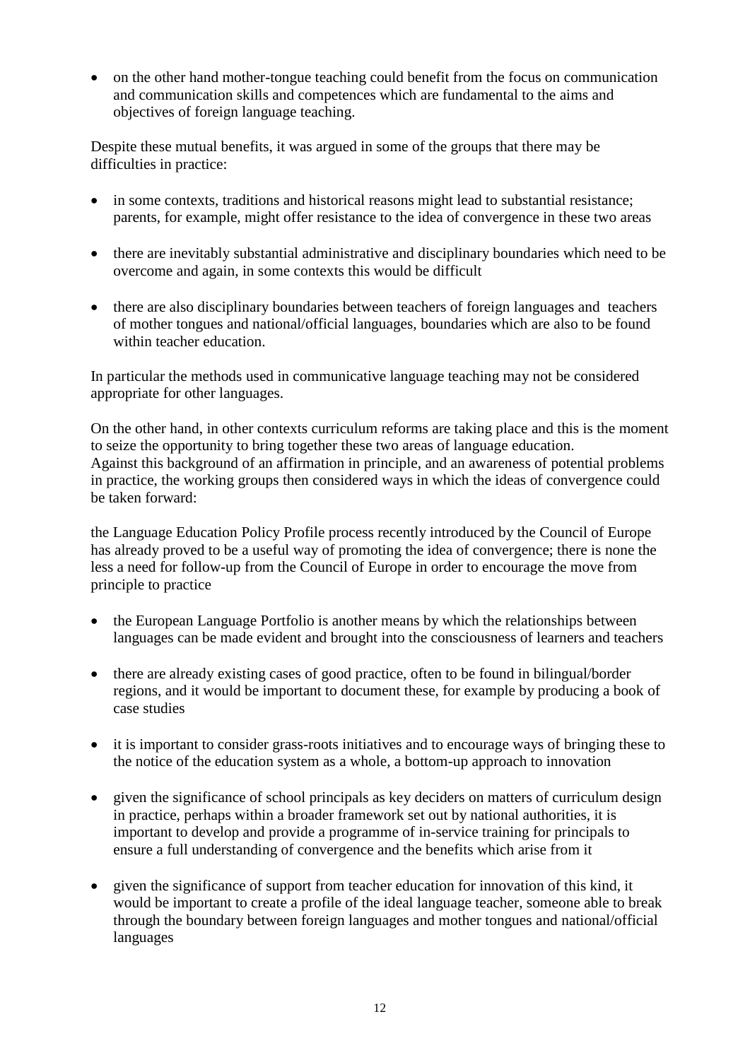- on the other hand mother-tongue teaching could benefit from the focus on communication and communication skills and competences which are fundamental to the aims and objectives of foreign language teaching.

Despite these mutual benefits, it was argued in some of the groups that there may be difficulties in practice:

- in some contexts, traditions and historical reasons might lead to substantial resistance; parents, for example, might offer resistance to the idea of convergence in these two areas

- there are inevitably substantial administrative and disciplinary boundaries which need to be overcome and again, in some contexts this would be difficult

- there are also disciplinary boundaries between teachers of foreign languages and teachers of mother tongues and national/official languages, boundaries which are also to be found within teacher education.

In particular the methods used in communicative language teaching may not be considered appropriate for other languages.

On the other hand, in other contexts curriculum reforms are taking place and this is the moment to seize the opportunity to bring together these two areas of language education.
Against this background of an affirmation in principle, and an awareness of potential problems in practice, the working groups then considered ways in which the ideas of convergence could be taken forward:

the Language Education Policy Profile process recently introduced by the Council of Europe has already proved to be a useful way of promoting the idea of convergence; there is none the less a need for follow-up from the Council of Europe in order to encourage the move from principle to practice

- the European Language Portfolio is another means by which the relationships between languages can be made evident and brought into the consciousness of learners and teachers

- there are already existing cases of good practice, often to be found in bilingual/border regions, and it would be important to document these, for example by producing a book of case studies

- it is important to consider grass-roots initiatives and to encourage ways of bringing these to the notice of the education system as a whole, a bottom-up approach to innovation

- given the significance of school principals as key deciders on matters of curriculum design in practice, perhaps within a broader framework set out by national authorities, it is important to develop and provide a programme of in-service training for principals to ensure a full understanding of convergence and the benefits which arise from it

- given the significance of support from teacher education for innovation of this kind, it would be important to create a profile of the ideal language teacher, someone able to break through the boundary between foreign languages and mother tongues and national/official languages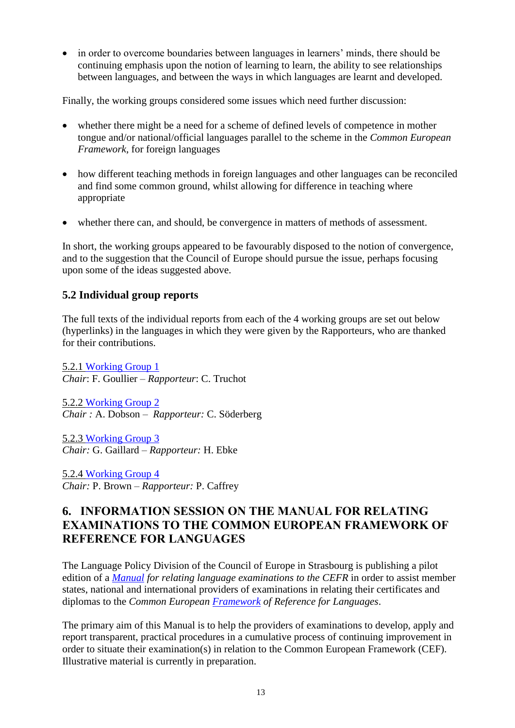- in order to overcome boundaries between languages in learners' minds, there should be continuing emphasis upon the notion of learning to learn, the ability to see relationships between languages, and between the ways in which languages are learnt and developed.

Finally, the working groups considered some issues which need further discussion:

- whether there might be a need for a scheme of defined levels of competence in mother tongue and/or national/official languages parallel to the scheme in the *Common European Framework*, for foreign languages

- how different teaching methods in foreign languages and other languages can be reconciled and find some common ground, whilst allowing for difference in teaching where appropriate

- whether there can, and should, be convergence in matters of methods of assessment.

In short, the working groups appeared to be favourably disposed to the notion of convergence, and to the suggestion that the Council of Europe should pursue the issue, perhaps focusing upon some of the ideas suggested above.

### 5.2 Individual group reports

The full texts of the individual reports from each of the 4 working groups are set out below (hyperlinks) in the languages in which they were given by the Rapporteurs, who are thanked for their contributions.

5.2.1 Working Group 1
*Chair*: F. Goullier – *Rapporteur*: C. Truchot

5.2.2 Working Group 2
*Chair :* A. Dobson – *Rapporteur:* C. Söderberg

5.2.3 Working Group 3
*Chair:* G. Gaillard – *Rapporteur:* H. Ebke

5.2.4 Working Group 4
*Chair:* P. Brown – *Rapporteur:* P. Caffrey

## 6. INFORMATION SESSION ON THE MANUAL FOR RELATING EXAMINATIONS TO THE COMMON EUROPEAN FRAMEWORK OF REFERENCE FOR LANGUAGES

The Language Policy Division of the Council of Europe in Strasbourg is publishing a pilot edition of a *Manual for relating language examinations to the CEFR* in order to assist member states, national and international providers of examinations in relating their certificates and diplomas to the *Common European Framework of Reference for Languages*.

The primary aim of this Manual is to help the providers of examinations to develop, apply and report transparent, practical procedures in a cumulative process of continuing improvement in order to situate their examination(s) in relation to the Common European Framework (CEF). Illustrative material is currently in preparation.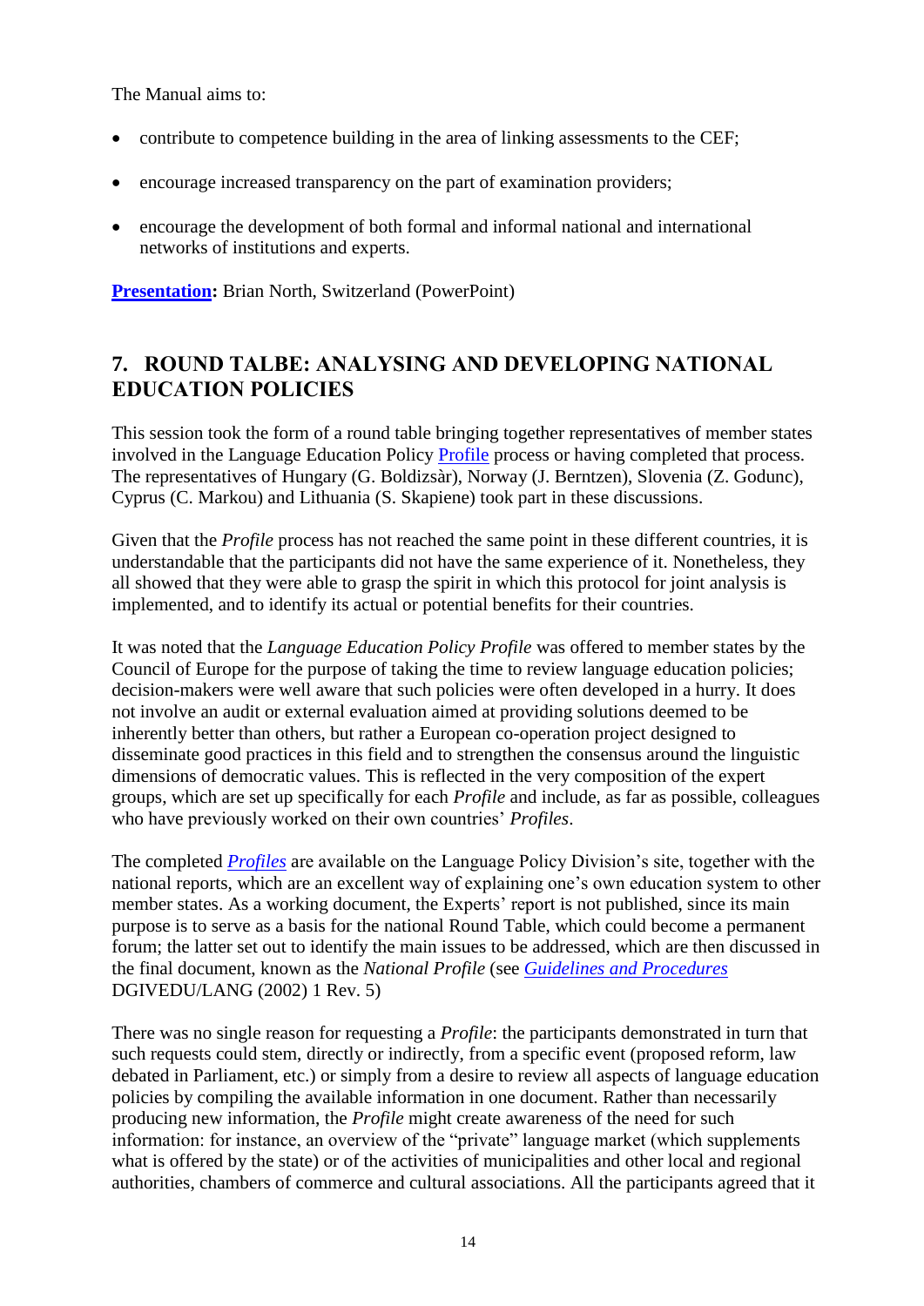The Manual aims to:

- contribute to competence building in the area of linking assessments to the CEF;
- encourage increased transparency on the part of examination providers;
- encourage the development of both formal and informal national and international networks of institutions and experts.

**Presentation:** Brian North, Switzerland (PowerPoint)

## 7. ROUND TALBE: ANALYSING AND DEVELOPING NATIONAL EDUCATION POLICIES

This session took the form of a round table bringing together representatives of member states involved in the Language Education Policy Profile process or having completed that process. The representatives of Hungary (G. Boldizsàr), Norway (J. Berntzen), Slovenia (Z. Godunc), Cyprus (C. Markou) and Lithuania (S. Skapiene) took part in these discussions.

Given that the *Profile* process has not reached the same point in these different countries, it is understandable that the participants did not have the same experience of it. Nonetheless, they all showed that they were able to grasp the spirit in which this protocol for joint analysis is implemented, and to identify its actual or potential benefits for their countries.

It was noted that the *Language Education Policy Profile* was offered to member states by the Council of Europe for the purpose of taking the time to review language education policies; decision-makers were well aware that such policies were often developed in a hurry. It does not involve an audit or external evaluation aimed at providing solutions deemed to be inherently better than others, but rather a European co-operation project designed to disseminate good practices in this field and to strengthen the consensus around the linguistic dimensions of democratic values. This is reflected in the very composition of the expert groups, which are set up specifically for each *Profile* and include, as far as possible, colleagues who have previously worked on their own countries' *Profiles*.

The completed *Profiles* are available on the Language Policy Division's site, together with the national reports, which are an excellent way of explaining one's own education system to other member states. As a working document, the Experts' report is not published, since its main purpose is to serve as a basis for the national Round Table, which could become a permanent forum; the latter set out to identify the main issues to be addressed, which are then discussed in the final document, known as the *National Profile* (see *Guidelines and Procedures* DGIVEDU/LANG (2002) 1 Rev. 5)

There was no single reason for requesting a *Profile*: the participants demonstrated in turn that such requests could stem, directly or indirectly, from a specific event (proposed reform, law debated in Parliament, etc.) or simply from a desire to review all aspects of language education policies by compiling the available information in one document. Rather than necessarily producing new information, the *Profile* might create awareness of the need for such information: for instance, an overview of the "private" language market (which supplements what is offered by the state) or of the activities of municipalities and other local and regional authorities, chambers of commerce and cultural associations. All the participants agreed that it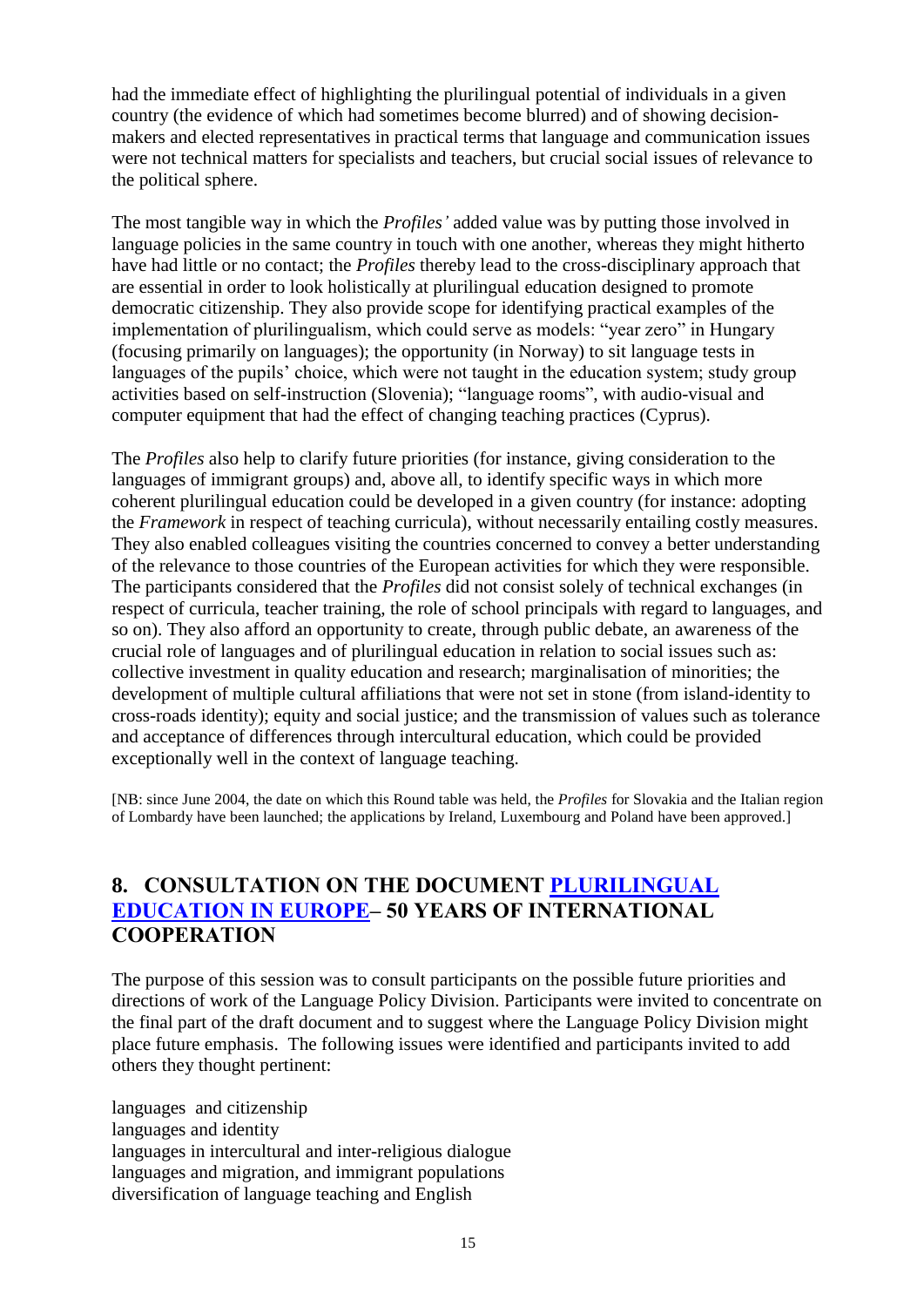had the immediate effect of highlighting the plurilingual potential of individuals in a given country (the evidence of which had sometimes become blurred) and of showing decision-makers and elected representatives in practical terms that language and communication issues were not technical matters for specialists and teachers, but crucial social issues of relevance to the political sphere.

The most tangible way in which the *Profiles'* added value was by putting those involved in language policies in the same country in touch with one another, whereas they might hitherto have had little or no contact; the *Profiles* thereby lead to the cross-disciplinary approach that are essential in order to look holistically at plurilingual education designed to promote democratic citizenship. They also provide scope for identifying practical examples of the implementation of plurilingualism, which could serve as models: "year zero" in Hungary (focusing primarily on languages); the opportunity (in Norway) to sit language tests in languages of the pupils' choice, which were not taught in the education system; study group activities based on self-instruction (Slovenia); "language rooms", with audio-visual and computer equipment that had the effect of changing teaching practices (Cyprus).

The *Profiles* also help to clarify future priorities (for instance, giving consideration to the languages of immigrant groups) and, above all, to identify specific ways in which more coherent plurilingual education could be developed in a given country (for instance: adopting the *Framework* in respect of teaching curricula), without necessarily entailing costly measures. They also enabled colleagues visiting the countries concerned to convey a better understanding of the relevance to those countries of the European activities for which they were responsible. The participants considered that the *Profiles* did not consist solely of technical exchanges (in respect of curricula, teacher training, the role of school principals with regard to languages, and so on). They also afford an opportunity to create, through public debate, an awareness of the crucial role of languages and of plurilingual education in relation to social issues such as: collective investment in quality education and research; marginalisation of minorities; the development of multiple cultural affiliations that were not set in stone (from island-identity to cross-roads identity); equity and social justice; and the transmission of values such as tolerance and acceptance of differences through intercultural education, which could be provided exceptionally well in the context of language teaching.

[NB: since June 2004, the date on which this Round table was held, the *Profiles* for Slovakia and the Italian region of Lombardy have been launched; the applications by Ireland, Luxembourg and Poland have been approved.]

## 8. CONSULTATION ON THE DOCUMENT PLURILINGUAL EDUCATION IN EUROPE– 50 YEARS OF INTERNATIONAL COOPERATION

The purpose of this session was to consult participants on the possible future priorities and directions of work of the Language Policy Division. Participants were invited to concentrate on the final part of the draft document and to suggest where the Language Policy Division might place future emphasis. The following issues were identified and participants invited to add others they thought pertinent:

languages and citizenship
languages and identity
languages in intercultural and inter-religious dialogue
languages and migration, and immigrant populations
diversification of language teaching and English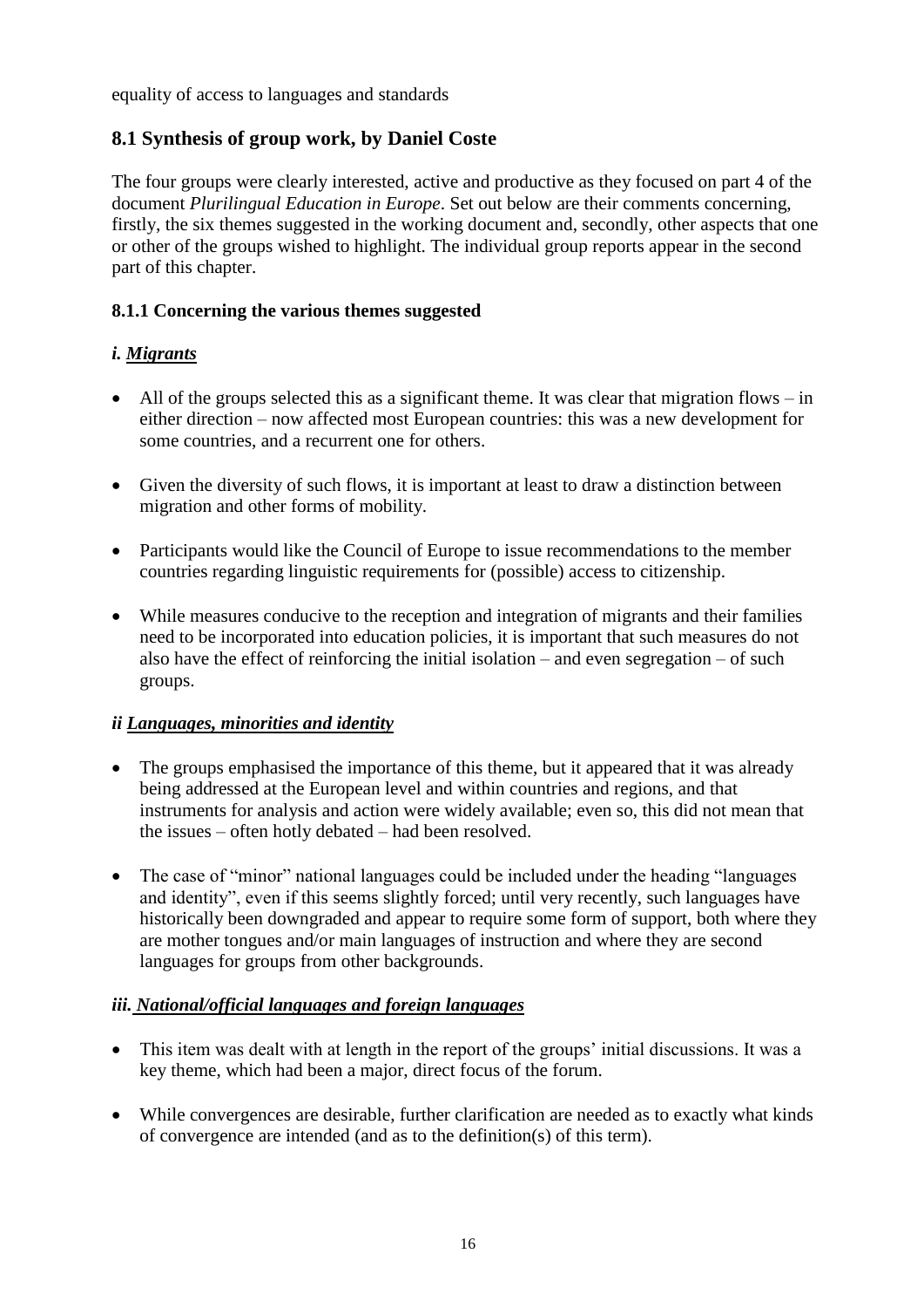equality of access to languages and standards

## 8.1 Synthesis of group work, by Daniel Coste

The four groups were clearly interested, active and productive as they focused on part 4 of the document *Plurilingual Education in Europe*. Set out below are their comments concerning, firstly, the six themes suggested in the working document and, secondly, other aspects that one or other of the groups wished to highlight. The individual group reports appear in the second part of this chapter.

### 8.1.1 Concerning the various themes suggested

#### *i. Migrants*

- All of the groups selected this as a significant theme. It was clear that migration flows – in either direction – now affected most European countries: this was a new development for some countries, and a recurrent one for others.
- Given the diversity of such flows, it is important at least to draw a distinction between migration and other forms of mobility.
- Participants would like the Council of Europe to issue recommendations to the member countries regarding linguistic requirements for (possible) access to citizenship.
- While measures conducive to the reception and integration of migrants and their families need to be incorporated into education policies, it is important that such measures do not also have the effect of reinforcing the initial isolation – and even segregation – of such groups.

#### *ii Languages, minorities and identity*

- The groups emphasised the importance of this theme, but it appeared that it was already being addressed at the European level and within countries and regions, and that instruments for analysis and action were widely available; even so, this did not mean that the issues – often hotly debated – had been resolved.
- The case of "minor" national languages could be included under the heading "languages and identity", even if this seems slightly forced; until very recently, such languages have historically been downgraded and appear to require some form of support, both where they are mother tongues and/or main languages of instruction and where they are second languages for groups from other backgrounds.

#### *iii. National/official languages and foreign languages*

- This item was dealt with at length in the report of the groups' initial discussions. It was a key theme, which had been a major, direct focus of the forum.
- While convergences are desirable, further clarification are needed as to exactly what kinds of convergence are intended (and as to the definition(s) of this term).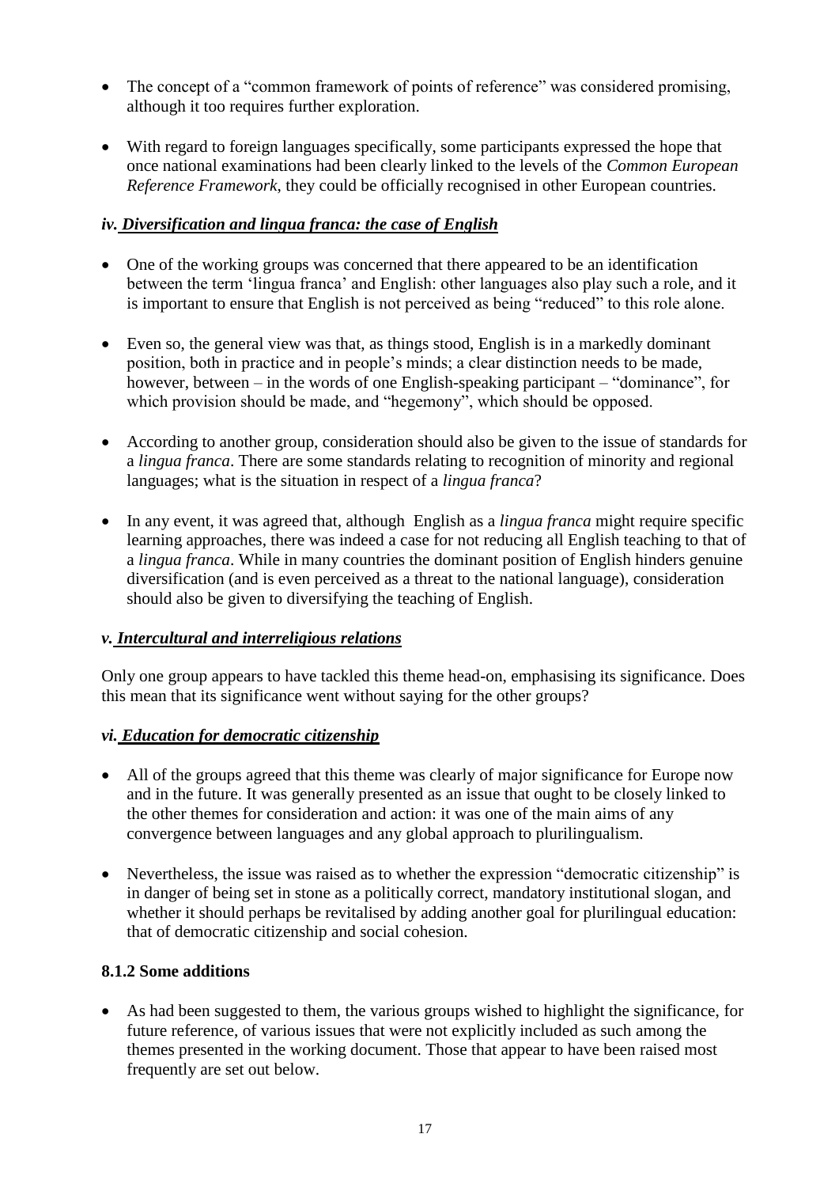- The concept of a "common framework of points of reference" was considered promising, although it too requires further exploration.

- With regard to foreign languages specifically, some participants expressed the hope that once national examinations had been clearly linked to the levels of the *Common European Reference Framework*, they could be officially recognised in other European countries.

### *iv. Diversification and lingua franca: the case of English*

- One of the working groups was concerned that there appeared to be an identification between the term 'lingua franca' and English: other languages also play such a role, and it is important to ensure that English is not perceived as being "reduced" to this role alone.

- Even so, the general view was that, as things stood, English is in a markedly dominant position, both in practice and in people's minds; a clear distinction needs to be made, however, between – in the words of one English-speaking participant – "dominance", for which provision should be made, and "hegemony", which should be opposed.

- According to another group, consideration should also be given to the issue of standards for a *lingua franca*. There are some standards relating to recognition of minority and regional languages; what is the situation in respect of a *lingua franca*?

- In any event, it was agreed that, although English as a *lingua franca* might require specific learning approaches, there was indeed a case for not reducing all English teaching to that of a *lingua franca*. While in many countries the dominant position of English hinders genuine diversification (and is even perceived as a threat to the national language), consideration should also be given to diversifying the teaching of English.

### *v. Intercultural and interreligious relations*

Only one group appears to have tackled this theme head-on, emphasising its significance. Does this mean that its significance went without saying for the other groups?

### *vi. Education for democratic citizenship*

- All of the groups agreed that this theme was clearly of major significance for Europe now and in the future. It was generally presented as an issue that ought to be closely linked to the other themes for consideration and action: it was one of the main aims of any convergence between languages and any global approach to plurilingualism.

- Nevertheless, the issue was raised as to whether the expression "democratic citizenship" is in danger of being set in stone as a politically correct, mandatory institutional slogan, and whether it should perhaps be revitalised by adding another goal for plurilingual education: that of democratic citizenship and social cohesion.

### 8.1.2 Some additions

- As had been suggested to them, the various groups wished to highlight the significance, for future reference, of various issues that were not explicitly included as such among the themes presented in the working document. Those that appear to have been raised most frequently are set out below.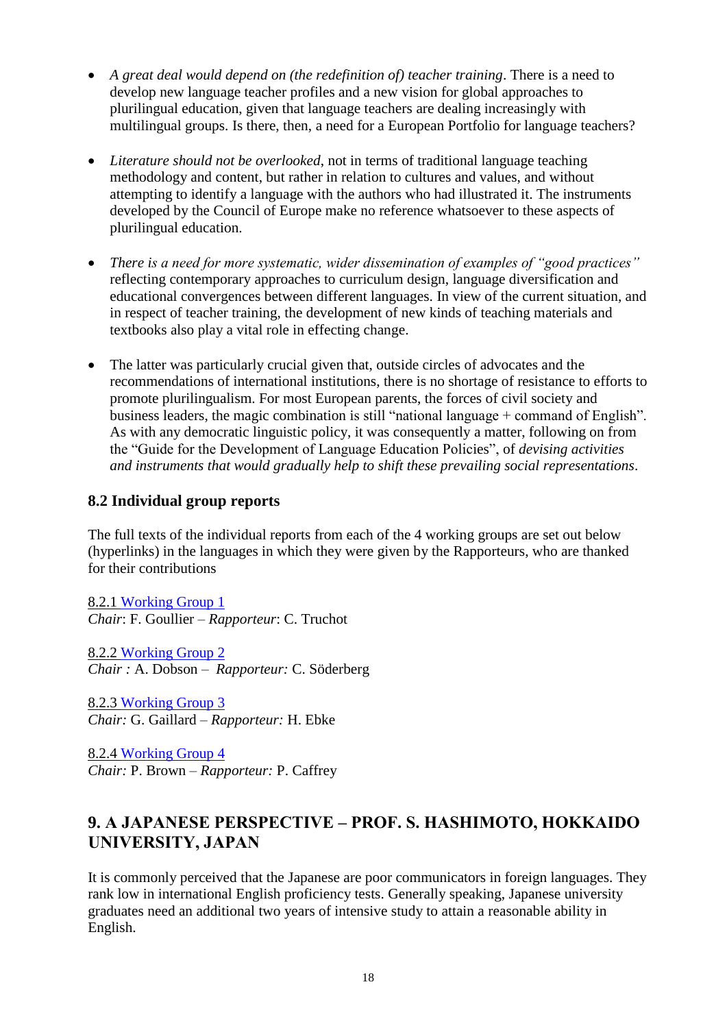- *A great deal would depend on (the redefinition of) teacher training*. There is a need to develop new language teacher profiles and a new vision for global approaches to plurilingual education, given that language teachers are dealing increasingly with multilingual groups. Is there, then, a need for a European Portfolio for language teachers?

- *Literature should not be overlooked*, not in terms of traditional language teaching methodology and content, but rather in relation to cultures and values, and without attempting to identify a language with the authors who had illustrated it. The instruments developed by the Council of Europe make no reference whatsoever to these aspects of plurilingual education.

- *There is a need for more systematic, wider dissemination of examples of "good practices"* reflecting contemporary approaches to curriculum design, language diversification and educational convergences between different languages. In view of the current situation, and in respect of teacher training, the development of new kinds of teaching materials and textbooks also play a vital role in effecting change.

- The latter was particularly crucial given that, outside circles of advocates and the recommendations of international institutions, there is no shortage of resistance to efforts to promote plurilingualism. For most European parents, the forces of civil society and business leaders, the magic combination is still "national language + command of English". As with any democratic linguistic policy, it was consequently a matter, following on from the "Guide for the Development of Language Education Policies", of *devising activities and instruments that would gradually help to shift these prevailing social representations*.

## 8.2 Individual group reports

The full texts of the individual reports from each of the 4 working groups are set out below (hyperlinks) in the languages in which they were given by the Rapporteurs, who are thanked for their contributions

8.2.1 Working Group 1
*Chair*: F. Goullier – *Rapporteur*: C. Truchot

8.2.2 Working Group 2
*Chair :* A. Dobson – *Rapporteur:* C. Söderberg

8.2.3 Working Group 3
*Chair:* G. Gaillard – *Rapporteur:* H. Ebke

8.2.4 Working Group 4
*Chair:* P. Brown – *Rapporteur:* P. Caffrey

# 9. A JAPANESE PERSPECTIVE – PROF. S. HASHIMOTO, HOKKAIDO UNIVERSITY, JAPAN

It is commonly perceived that the Japanese are poor communicators in foreign languages. They rank low in international English proficiency tests. Generally speaking, Japanese university graduates need an additional two years of intensive study to attain a reasonable ability in English.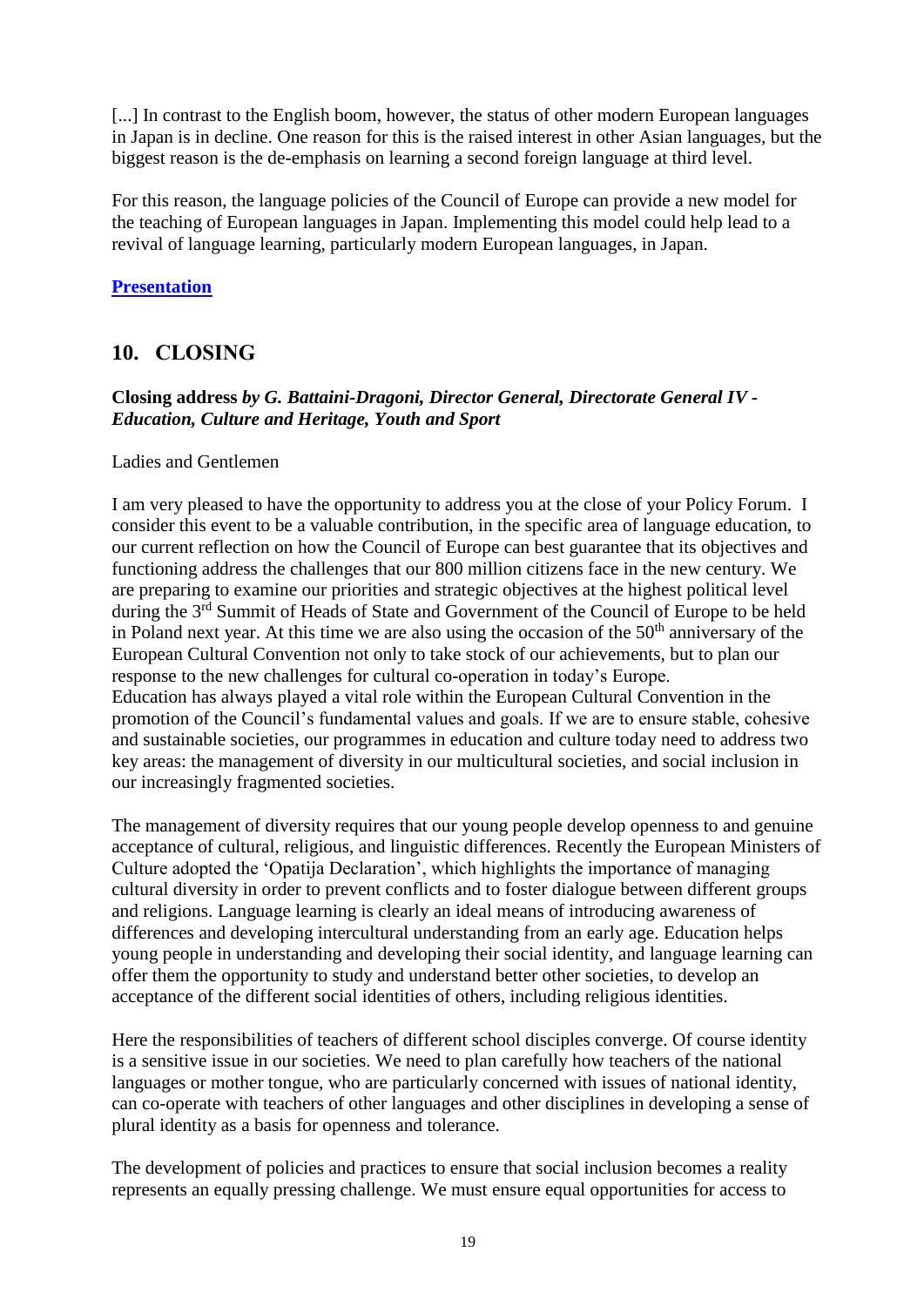[...] In contrast to the English boom, however, the status of other modern European languages in Japan is in decline. One reason for this is the raised interest in other Asian languages, but the biggest reason is the de-emphasis on learning a second foreign language at third level.

For this reason, the language policies of the Council of Europe can provide a new model for the teaching of European languages in Japan. Implementing this model could help lead to a revival of language learning, particularly modern European languages, in Japan.

**Presentation**

## 10. CLOSING

**Closing address** ***by G. Battaini-Dragoni, Director General, Directorate General IV - Education, Culture and Heritage, Youth and Sport***

Ladies and Gentlemen

I am very pleased to have the opportunity to address you at the close of your Policy Forum. I consider this event to be a valuable contribution, in the specific area of language education, to our current reflection on how the Council of Europe can best guarantee that its objectives and functioning address the challenges that our 800 million citizens face in the new century. We are preparing to examine our priorities and strategic objectives at the highest political level during the 3rd Summit of Heads of State and Government of the Council of Europe to be held in Poland next year. At this time we are also using the occasion of the 50th anniversary of the European Cultural Convention not only to take stock of our achievements, but to plan our response to the new challenges for cultural co-operation in today's Europe.
Education has always played a vital role within the European Cultural Convention in the promotion of the Council's fundamental values and goals. If we are to ensure stable, cohesive and sustainable societies, our programmes in education and culture today need to address two key areas: the management of diversity in our multicultural societies, and social inclusion in our increasingly fragmented societies.

The management of diversity requires that our young people develop openness to and genuine acceptance of cultural, religious, and linguistic differences. Recently the European Ministers of Culture adopted the 'Opatija Declaration', which highlights the importance of managing cultural diversity in order to prevent conflicts and to foster dialogue between different groups and religions. Language learning is clearly an ideal means of introducing awareness of differences and developing intercultural understanding from an early age. Education helps young people in understanding and developing their social identity, and language learning can offer them the opportunity to study and understand better other societies, to develop an acceptance of the different social identities of others, including religious identities.

Here the responsibilities of teachers of different school disciples converge. Of course identity is a sensitive issue in our societies. We need to plan carefully how teachers of the national languages or mother tongue, who are particularly concerned with issues of national identity, can co-operate with teachers of other languages and other disciplines in developing a sense of plural identity as a basis for openness and tolerance.

The development of policies and practices to ensure that social inclusion becomes a reality represents an equally pressing challenge. We must ensure equal opportunities for access to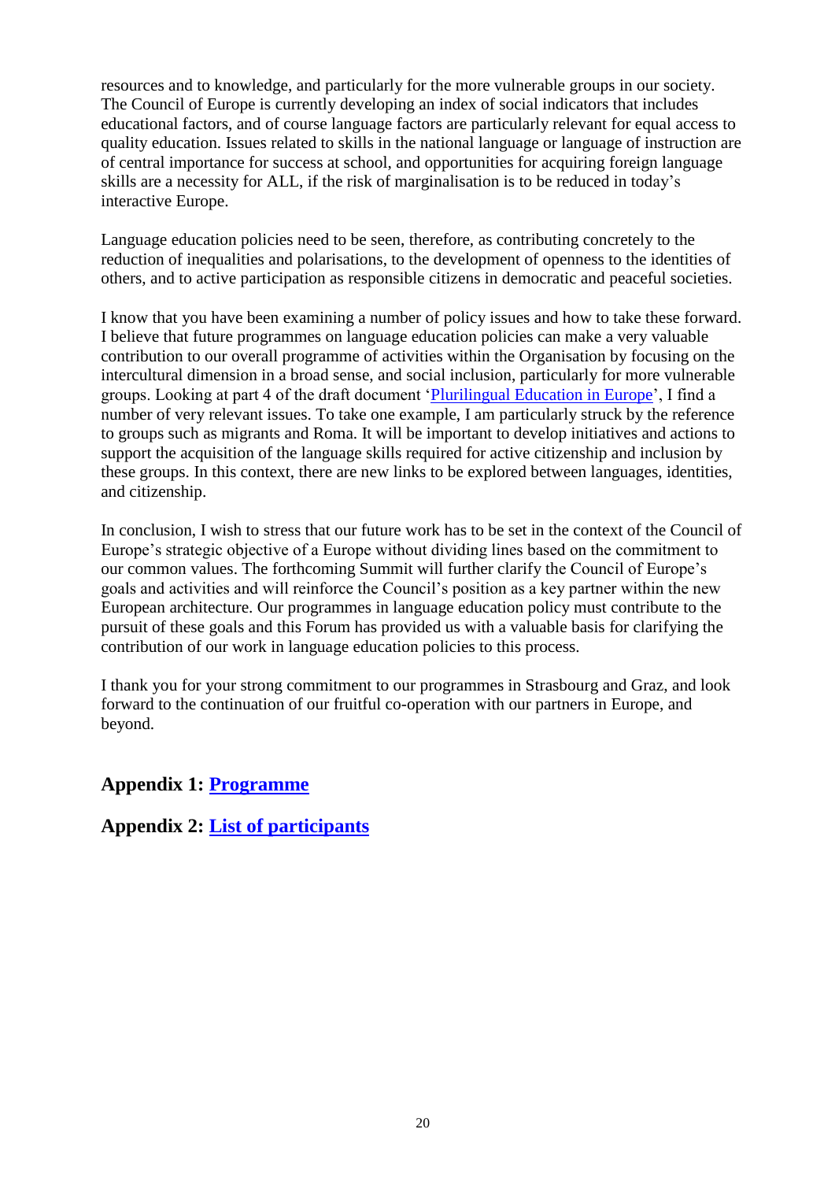resources and to knowledge, and particularly for the more vulnerable groups in our society. The Council of Europe is currently developing an index of social indicators that includes educational factors, and of course language factors are particularly relevant for equal access to quality education. Issues related to skills in the national language or language of instruction are of central importance for success at school, and opportunities for acquiring foreign language skills are a necessity for ALL, if the risk of marginalisation is to be reduced in today's interactive Europe.

Language education policies need to be seen, therefore, as contributing concretely to the reduction of inequalities and polarisations, to the development of openness to the identities of others, and to active participation as responsible citizens in democratic and peaceful societies.

I know that you have been examining a number of policy issues and how to take these forward. I believe that future programmes on language education policies can make a very valuable contribution to our overall programme of activities within the Organisation by focusing on the intercultural dimension in a broad sense, and social inclusion, particularly for more vulnerable groups. Looking at part 4 of the draft document 'Plurilingual Education in Europe', I find a number of very relevant issues. To take one example, I am particularly struck by the reference to groups such as migrants and Roma. It will be important to develop initiatives and actions to support the acquisition of the language skills required for active citizenship and inclusion by these groups. In this context, there are new links to be explored between languages, identities, and citizenship.

In conclusion, I wish to stress that our future work has to be set in the context of the Council of Europe's strategic objective of a Europe without dividing lines based on the commitment to our common values. The forthcoming Summit will further clarify the Council of Europe's goals and activities and will reinforce the Council's position as a key partner within the new European architecture. Our programmes in language education policy must contribute to the pursuit of these goals and this Forum has provided us with a valuable basis for clarifying the contribution of our work in language education policies to this process.

I thank you for your strong commitment to our programmes in Strasbourg and Graz, and look forward to the continuation of our fruitful co-operation with our partners in Europe, and beyond.

## Appendix 1: Programme

## Appendix 2: List of participants